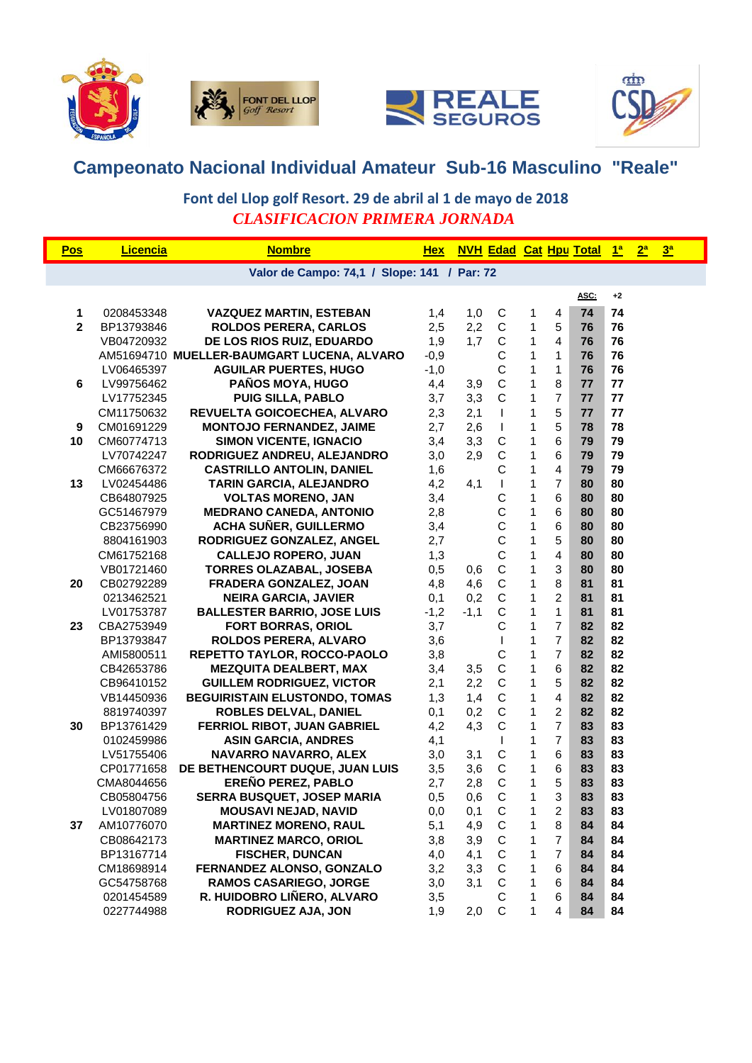## Campeonato Nacional Individual Amateur Sub-16 Masculino "Reale"

### Font del Llop golf Resort. 29 de abril al 1 de mayo de 2018

### *CLASIFICACION PRIMERA JORNADA*

| Pos | Licencia | Nombre | Hex | NVH | Edad | Cat | Hpu | Total | 1ª | 2ª | 3ª |
|---|---|---|---|---|---|---|---|---|---|---|---|
| Valor de Campo: 74,1 / Slope: 141 / Par: 72 | | | | | | | | | | | |
| | | | | | | | | ASC: | +2 | | |
| 1 | 0208453348 | VAZQUEZ MARTIN, ESTEBAN | 1,4 | 1,0 | C | 1 | 4 | 74 | 74 | | |
| 2 | BP13793846 | ROLDOS PERERA, CARLOS | 2,5 | 2,2 | C | 1 | 5 | 76 | 76 | | |
| | VB04720932 | DE LOS RIOS RUIZ, EDUARDO | 1,9 | 1,7 | C | 1 | 4 | 76 | 76 | | |
| | AM51694710 | MUELLER-BAUMGART LUCENA, ALVARO | -0,9 | | C | 1 | 1 | 76 | 76 | | |
| | LV06465397 | AGUILAR PUERTES, HUGO | -1,0 | | C | 1 | 1 | 76 | 76 | | |
| 6 | LV99756462 | PAÑOS MOYA, HUGO | 4,4 | 3,9 | C | 1 | 8 | 77 | 77 | | |
| | LV17752345 | PUIG SILLA, PABLO | 3,7 | 3,3 | C | 1 | 7 | 77 | 77 | | |
| | CM11750632 | REVUELTA GOICOECHEA, ALVARO | 2,3 | 2,1 | I | 1 | 5 | 77 | 77 | | |
| 9 | CM01691229 | MONTOJO FERNANDEZ, JAIME | 2,7 | 2,6 | I | 1 | 5 | 78 | 78 | | |
| 10 | CM60774713 | SIMON VICENTE, IGNACIO | 3,4 | 3,3 | C | 1 | 6 | 79 | 79 | | |
| | LV70742247 | RODRIGUEZ ANDREU, ALEJANDRO | 3,0 | 2,9 | C | 1 | 6 | 79 | 79 | | |
| | CM66676372 | CASTRILLO ANTOLIN, DANIEL | 1,6 | | C | 1 | 4 | 79 | 79 | | |
| 13 | LV02454486 | TARIN GARCIA, ALEJANDRO | 4,2 | 4,1 | I | 1 | 7 | 80 | 80 | | |
| | CB64807925 | VOLTAS MORENO, JAN | 3,4 | | C | 1 | 6 | 80 | 80 | | |
| | GC51467979 | MEDRANO CANEDA, ANTONIO | 2,8 | | C | 1 | 6 | 80 | 80 | | |
| | CB23756990 | ACHA SUÑER, GUILLERMO | 3,4 | | C | 1 | 6 | 80 | 80 | | |
| | 8804161903 | RODRIGUEZ GONZALEZ, ANGEL | 2,7 | | C | 1 | 5 | 80 | 80 | | |
| | CM61752168 | CALLEJO ROPERO, JUAN | 1,3 | | C | 1 | 4 | 80 | 80 | | |
| | VB01721460 | TORRES OLAZABAL, JOSEBA | 0,5 | 0,6 | C | 1 | 3 | 80 | 80 | | |
| 20 | CB02792289 | FRADERA GONZALEZ, JOAN | 4,8 | 4,6 | C | 1 | 8 | 81 | 81 | | |
| | 0213462521 | NEIRA GARCIA, JAVIER | 0,1 | 0,2 | C | 1 | 2 | 81 | 81 | | |
| | LV01753787 | BALLESTER BARRIO, JOSE LUIS | -1,2 | -1,1 | C | 1 | 1 | 81 | 81 | | |
| 23 | CBA2753949 | FORT BORRAS, ORIOL | 3,7 | | C | 1 | 7 | 82 | 82 | | |
| | BP13793847 | ROLDOS PERERA, ALVARO | 3,6 | | I | 1 | 7 | 82 | 82 | | |
| | AMI5800511 | REPETTO TAYLOR, ROCCO-PAOLO | 3,8 | | C | 1 | 7 | 82 | 82 | | |
| | CB42653786 | MEZQUITA DEALBERT, MAX | 3,4 | 3,5 | C | 1 | 6 | 82 | 82 | | |
| | CB96410152 | GUILLEM RODRIGUEZ, VICTOR | 2,1 | 2,2 | C | 1 | 5 | 82 | 82 | | |
| | VB14450936 | BEGUIRISTAIN ELUSTONDO, TOMAS | 1,3 | 1,4 | C | 1 | 4 | 82 | 82 | | |
| | 8819740397 | ROBLES DELVAL, DANIEL | 0,1 | 0,2 | C | 1 | 2 | 82 | 82 | | |
| 30 | BP13761429 | FERRIOL RIBOT, JUAN GABRIEL | 4,2 | 4,3 | C | 1 | 7 | 83 | 83 | | |
| | 0102459986 | ASIN GARCIA, ANDRES | 4,1 | | I | 1 | 7 | 83 | 83 | | |
| | LV51755406 | NAVARRO NAVARRO, ALEX | 3,0 | 3,1 | C | 1 | 6 | 83 | 83 | | |
| | CP01771658 | DE BETHENCOURT DUQUE, JUAN LUIS | 3,5 | 3,6 | C | 1 | 6 | 83 | 83 | | |
| | CMA8044656 | EREÑO PEREZ, PABLO | 2,7 | 2,8 | C | 1 | 5 | 83 | 83 | | |
| | CB05804756 | SERRA BUSQUET, JOSEP MARIA | 0,5 | 0,6 | C | 1 | 3 | 83 | 83 | | |
| | LV01807089 | MOUSAVI NEJAD, NAVID | 0,0 | 0,1 | C | 1 | 2 | 83 | 83 | | |
| 37 | AM10776070 | MARTINEZ MORENO, RAUL | 5,1 | 4,9 | C | 1 | 8 | 84 | 84 | | |
| | CB08642173 | MARTINEZ MARCO, ORIOL | 3,8 | 3,9 | C | 1 | 7 | 84 | 84 | | |
| | BP13167714 | FISCHER, DUNCAN | 4,0 | 4,1 | C | 1 | 7 | 84 | 84 | | |
| | CM18698914 | FERNANDEZ ALONSO, GONZALO | 3,2 | 3,3 | C | 1 | 6 | 84 | 84 | | |
| | GC54758768 | RAMOS CASARIEGO, JORGE | 3,0 | 3,1 | C | 1 | 6 | 84 | 84 | | |
| | 0201454589 | R. HUIDOBRO LIÑERO, ALVARO | 3,5 | | C | 1 | 6 | 84 | 84 | | |
| | 0227744988 | RODRIGUEZ AJA, JON | 1,9 | 2,0 | C | 1 | 4 | 84 | 84 | | |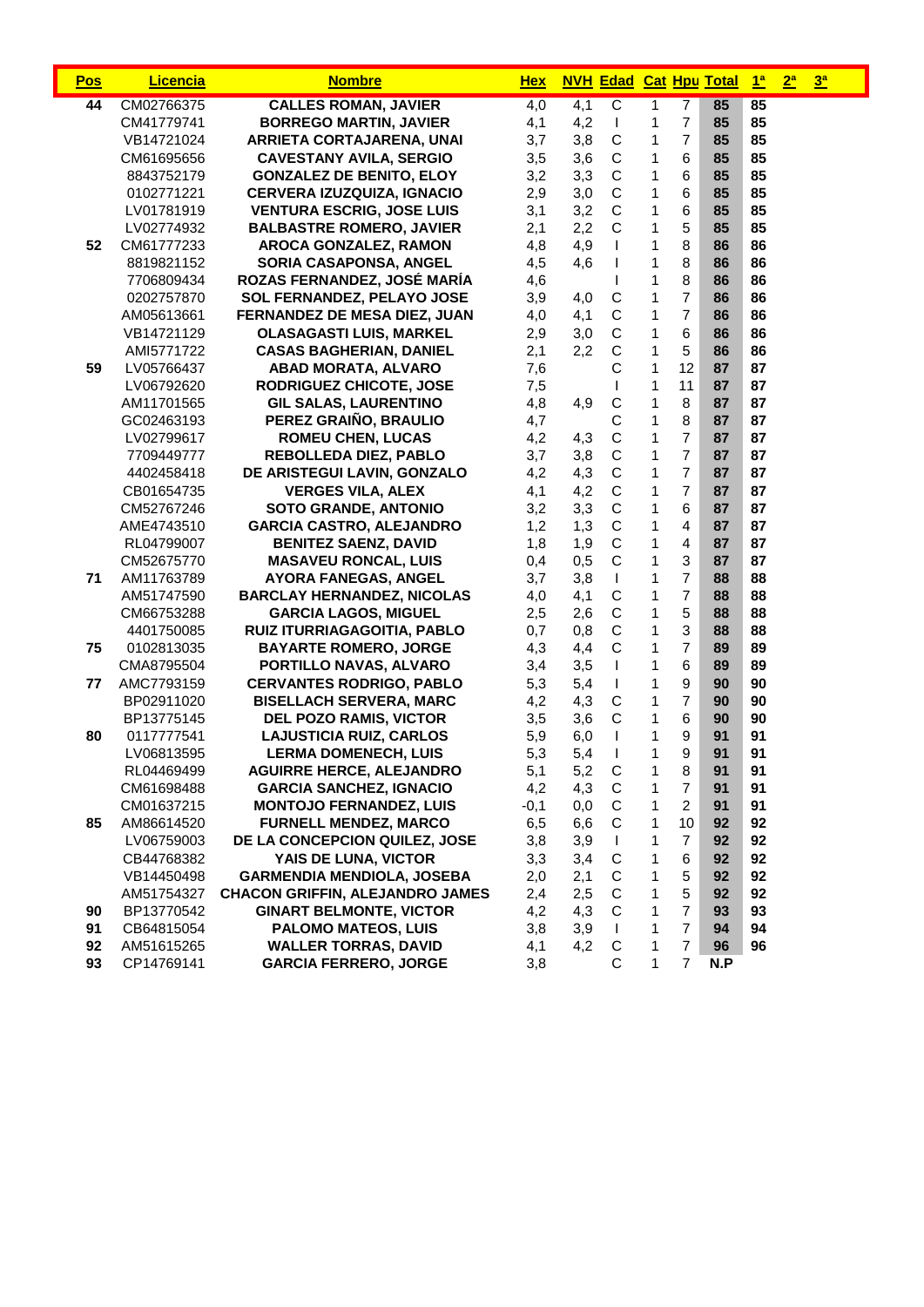| Pos | Licencia | Nombre | Hex | NVH | Edad | Cat | Hpu | Total | 1ª | 2ª | 3ª |
|---|---|---|---|---|---|---|---|---|---|---|---|
| 44 | CM02766375 | CALLES ROMAN, JAVIER | 4,0 | 4,1 | C | 1 | 7 | 85 | 85 | | |
| | CM41779741 | BORREGO MARTIN, JAVIER | 4,1 | 4,2 | I | 1 | 7 | 85 | 85 | | |
| | VB14721024 | ARRIETA CORTAJARENA, UNAI | 3,7 | 3,8 | C | 1 | 7 | 85 | 85 | | |
| | CM61695656 | CAVESTANY AVILA, SERGIO | 3,5 | 3,6 | C | 1 | 6 | 85 | 85 | | |
| | 8843752179 | GONZALEZ DE BENITO, ELOY | 3,2 | 3,3 | C | 1 | 6 | 85 | 85 | | |
| | 0102771221 | CERVERA IZUZQUIZA, IGNACIO | 2,9 | 3,0 | C | 1 | 6 | 85 | 85 | | |
| | LV01781919 | VENTURA ESCRIG, JOSE LUIS | 3,1 | 3,2 | C | 1 | 6 | 85 | 85 | | |
| | LV02774932 | BALBASTRE ROMERO, JAVIER | 2,1 | 2,2 | C | 1 | 5 | 85 | 85 | | |
| 52 | CM61777233 | AROCA GONZALEZ, RAMON | 4,8 | 4,9 | I | 1 | 8 | 86 | 86 | | |
| | 8819821152 | SORIA CASAPONSA, ANGEL | 4,5 | 4,6 | I | 1 | 8 | 86 | 86 | | |
| | 7706809434 | ROZAS FERNANDEZ, JOSÉ MARÍA | 4,6 | | I | 1 | 8 | 86 | 86 | | |
| | 0202757870 | SOL FERNANDEZ, PELAYO JOSE | 3,9 | 4,0 | C | 1 | 7 | 86 | 86 | | |
| | AM05613661 | FERNANDEZ DE MESA DIEZ, JUAN | 4,0 | 4,1 | C | 1 | 7 | 86 | 86 | | |
| | VB14721129 | OLASAGASTI LUIS, MARKEL | 2,9 | 3,0 | C | 1 | 6 | 86 | 86 | | |
| | AMI5771722 | CASAS BAGHERIAN, DANIEL | 2,1 | 2,2 | C | 1 | 5 | 86 | 86 | | |
| 59 | LV05766437 | ABAD MORATA, ALVARO | 7,6 | | C | 1 | 12 | 87 | 87 | | |
| | LV06792620 | RODRIGUEZ CHICOTE, JOSE | 7,5 | | I | 1 | 11 | 87 | 87 | | |
| | AM11701565 | GIL SALAS, LAURENTINO | 4,8 | 4,9 | C | 1 | 8 | 87 | 87 | | |
| | GC02463193 | PEREZ GRAIÑO, BRAULIO | 4,7 | | C | 1 | 8 | 87 | 87 | | |
| | LV02799617 | ROMEU CHEN, LUCAS | 4,2 | 4,3 | C | 1 | 7 | 87 | 87 | | |
| | 7709449777 | REBOLLEDA DIEZ, PABLO | 3,7 | 3,8 | C | 1 | 7 | 87 | 87 | | |
| | 4402458418 | DE ARISTEGUI LAVIN, GONZALO | 4,2 | 4,3 | C | 1 | 7 | 87 | 87 | | |
| | CB01654735 | VERGES VILA, ALEX | 4,1 | 4,2 | C | 1 | 7 | 87 | 87 | | |
| | CM52767246 | SOTO GRANDE, ANTONIO | 3,2 | 3,3 | C | 1 | 6 | 87 | 87 | | |
| | AME4743510 | GARCIA CASTRO, ALEJANDRO | 1,2 | 1,3 | C | 1 | 4 | 87 | 87 | | |
| | RL04799007 | BENITEZ SAENZ, DAVID | 1,8 | 1,9 | C | 1 | 4 | 87 | 87 | | |
| | CM52675770 | MASAVEU RONCAL, LUIS | 0,4 | 0,5 | C | 1 | 3 | 87 | 87 | | |
| 71 | AM11763789 | AYORA FANEGAS, ANGEL | 3,7 | 3,8 | I | 1 | 7 | 88 | 88 | | |
| | AM51747590 | BARCLAY HERNANDEZ, NICOLAS | 4,0 | 4,1 | C | 1 | 7 | 88 | 88 | | |
| | CM66753288 | GARCIA LAGOS, MIGUEL | 2,5 | 2,6 | C | 1 | 5 | 88 | 88 | | |
| | 4401750085 | RUIZ ITURRIAGAGOITIA, PABLO | 0,7 | 0,8 | C | 1 | 3 | 88 | 88 | | |
| 75 | 0102813035 | BAYARTE ROMERO, JORGE | 4,3 | 4,4 | C | 1 | 7 | 89 | 89 | | |
| | CMA8795504 | PORTILLO NAVAS, ALVARO | 3,4 | 3,5 | I | 1 | 6 | 89 | 89 | | |
| 77 | AMC7793159 | CERVANTES RODRIGO, PABLO | 5,3 | 5,4 | I | 1 | 9 | 90 | 90 | | |
| | BP02911020 | BISELLACH SERVERA, MARC | 4,2 | 4,3 | C | 1 | 7 | 90 | 90 | | |
| | BP13775145 | DEL POZO RAMIS, VICTOR | 3,5 | 3,6 | C | 1 | 6 | 90 | 90 | | |
| 80 | 0117777541 | LAJUSTICIA RUIZ, CARLOS | 5,9 | 6,0 | I | 1 | 9 | 91 | 91 | | |
| | LV06813595 | LERMA DOMENECH, LUIS | 5,3 | 5,4 | I | 1 | 9 | 91 | 91 | | |
| | RL04469499 | AGUIRRE HERCE, ALEJANDRO | 5,1 | 5,2 | C | 1 | 8 | 91 | 91 | | |
| | CM61698488 | GARCIA SANCHEZ, IGNACIO | 4,2 | 4,3 | C | 1 | 7 | 91 | 91 | | |
| | CM01637215 | MONTOJO FERNANDEZ, LUIS | -0,1 | 0,0 | C | 1 | 2 | 91 | 91 | | |
| 85 | AM86614520 | FURNELL MENDEZ, MARCO | 6,5 | 6,6 | C | 1 | 10 | 92 | 92 | | |
| | LV06759003 | DE LA CONCEPCION QUILEZ, JOSE | 3,8 | 3,9 | I | 1 | 7 | 92 | 92 | | |
| | CB44768382 | YAIS DE LUNA, VICTOR | 3,3 | 3,4 | C | 1 | 6 | 92 | 92 | | |
| | VB14450498 | GARMENDIA MENDIOLA, JOSEBA | 2,0 | 2,1 | C | 1 | 5 | 92 | 92 | | |
| | AM51754327 | CHACON GRIFFIN, ALEJANDRO JAMES | 2,4 | 2,5 | C | 1 | 5 | 92 | 92 | | |
| 90 | BP13770542 | GINART BELMONTE, VICTOR | 4,2 | 4,3 | C | 1 | 7 | 93 | 93 | | |
| 91 | CB64815054 | PALOMO MATEOS, LUIS | 3,8 | 3,9 | I | 1 | 7 | 94 | 94 | | |
| 92 | AM51615265 | WALLER TORRAS, DAVID | 4,1 | 4,2 | C | 1 | 7 | 96 | 96 | | |
| 93 | CP14769141 | GARCIA FERRERO, JORGE | 3,8 | | C | 1 | 7 | N.P | | | |